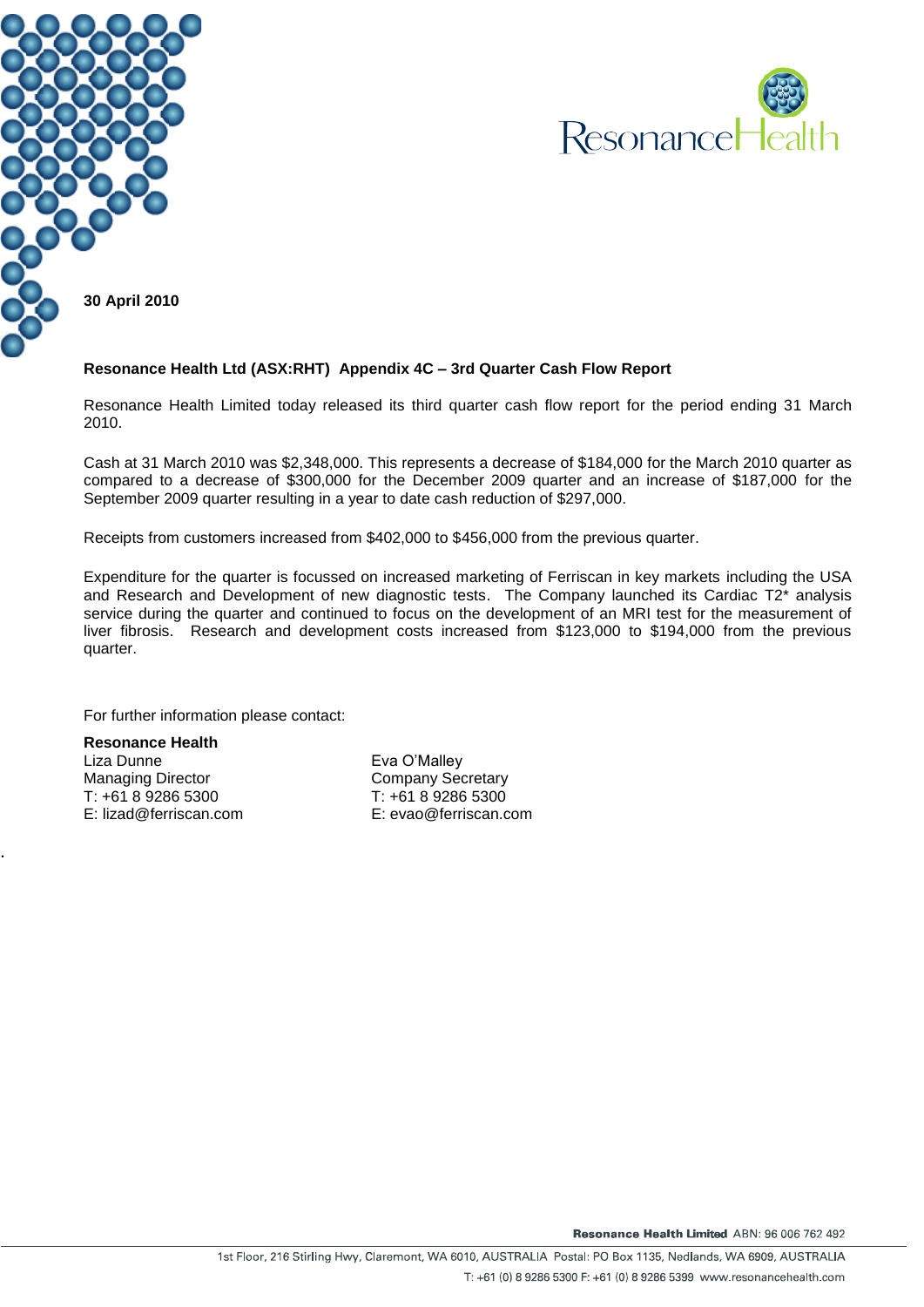ResonanceHealth

**30 April 2010**

**Resonance Health Ltd (ASX:RHT) Appendix 4C – 3rd Quarter Cash Flow Report**

Resonance Health Limited today released its third quarter cash flow report for the period ending 31 March 2010.

Cash at 31 March 2010 was $2,348,000. This represents a decrease of $184,000 for the March 2010 quarter as compared to a decrease of $300,000 for the December 2009 quarter and an increase of $187,000 for the September 2009 quarter resulting in a year to date cash reduction of $297,000.

Receipts from customers increased from $402,000 to $456,000 from the previous quarter.

Expenditure for the quarter is focussed on increased marketing of Ferriscan in key markets including the USA and Research and Development of new diagnostic tests. The Company launched its Cardiac T2* analysis service during the quarter and continued to focus on the development of an MRI test for the measurement of liver fibrosis. Research and development costs increased from $123,000 to $194,000 from the previous quarter.

For further information please contact:

**Resonance Health**
Liza Dunne
Managing Director
T: +61 8 9286 5300
E: lizad@ferriscan.com

Eva O'Malley
Company Secretary
T: +61 8 9286 5300
E: evao@ferriscan.com

**Resonance Health Limited** ABN: 96 006 762 492

1st Floor, 216 Stirling Hwy, Claremont, WA 6010, AUSTRALIA Postal: PO Box 1135, Nedlands, WA 6909, AUSTRALIA

T: +61 (0) 8 9286 5300 F: +61 (0) 8 9286 5399 www.resonancehealth.com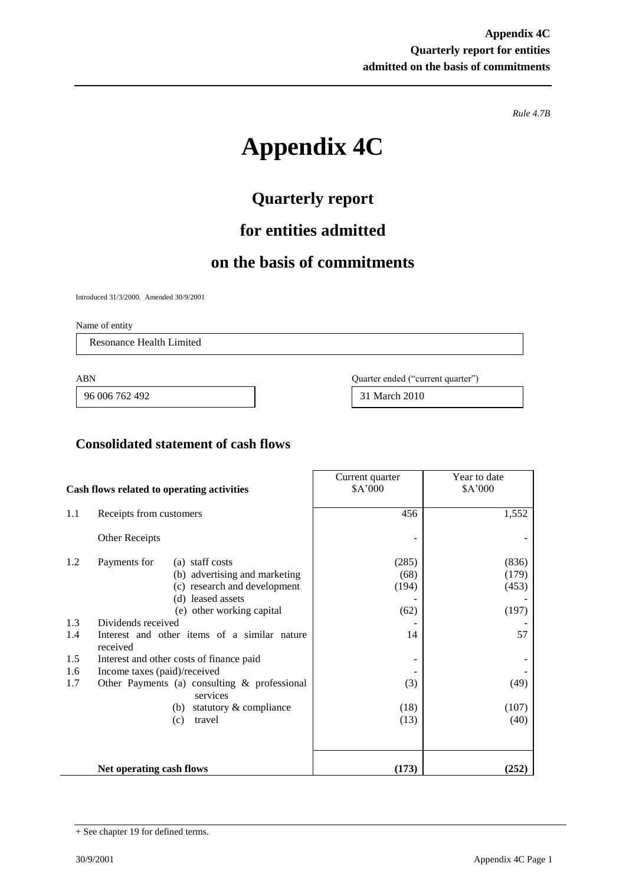*Rule 4.7B*

# Appendix 4C

## Quarterly report

## for entities admitted

## on the basis of commitments

Introduced 31/3/2000. Amended 30/9/2001

Name of entity

Resonance Health Limited

| ABN | Quarter ended ("current quarter") |
|---|---|
| 96 006 762 492 | 31 March 2010 |

## Consolidated statement of cash flows

| | **Cash flows related to operating activities** | Current quarter $A'000 | Year to date $A'000 |
|---|---|---|---|
| 1.1 | Receipts from customers | 456 | 1,552 |
| | Other Receipts | - | - |
| 1.2 | Payments for (a) staff costs | (285) | (836) |
| | (b) advertising and marketing | (68) | (179) |
| | (c) research and development | (194) | (453) |
| | (d) leased assets | - | - |
| | (e) other working capital | (62) | (197) |
| 1.3 | Dividends received | - | - |
| 1.4 | Interest and other items of a similar nature received | 14 | 57 |
| 1.5 | Interest and other costs of finance paid | - | - |
| 1.6 | Income taxes (paid)/received | - | - |
| 1.7 | Other Payments (a) consulting & professional services | (3) | (49) |
| | (b) statutory & compliance | (18) | (107) |
| | (c) travel | (13) | (40) |
| | **Net operating cash flows** | **(173)** | **(252)** |

+ See chapter 19 for defined terms.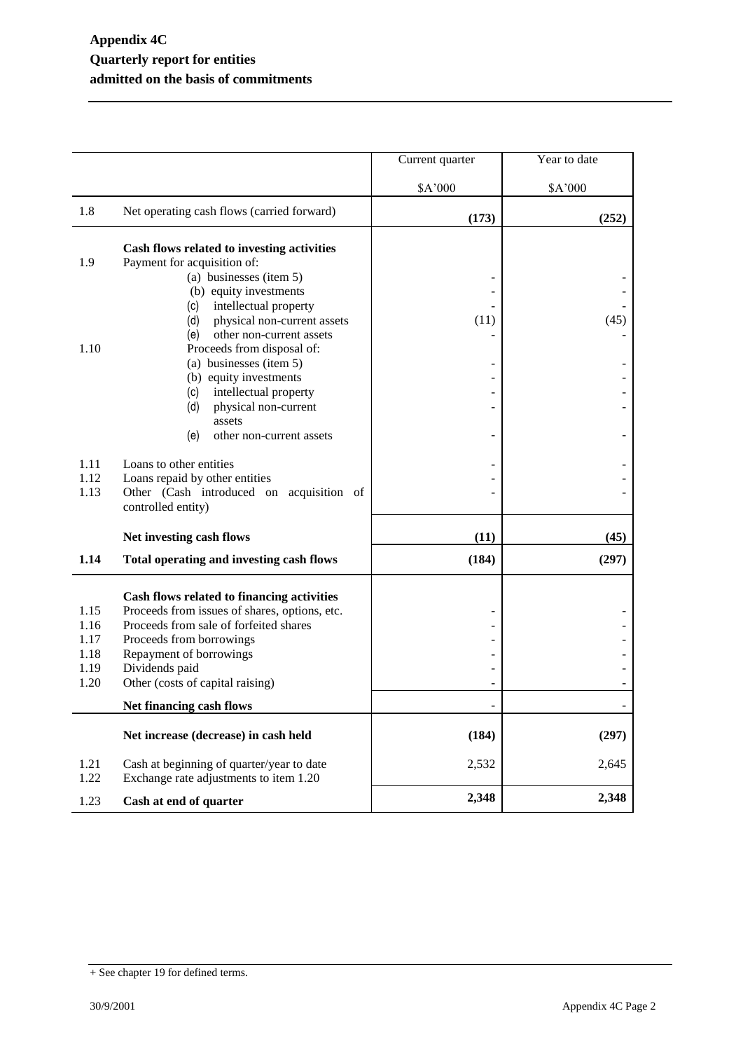**Appendix 4C**
**Quarterly report for entities**
**admitted on the basis of commitments**

| | | Current quarter | Year to date |
|---|---|---|---|
| | | $A'000 | $A'000 |
| 1.8 | Net operating cash flows (carried forward) | **(173)** | **(252)** |
| | **Cash flows related to investing activities** | | |
| 1.9 | Payment for acquisition of: | | |
| | (a) businesses (item 5) | - | - |
| | (b) equity investments | - | - |
| | (c) intellectual property | - | - |
| | (d) physical non-current assets | (11) | (45) |
| | (e) other non-current assets | - | - |
| 1.10 | Proceeds from disposal of: | | |
| | (a) businesses (item 5) | - | - |
| | (b) equity investments | - | - |
| | (c) intellectual property | - | - |
| | (d) physical non-current assets | - | - |
| | (e) other non-current assets | - | - |
| 1.11 | Loans to other entities | - | - |
| 1.12 | Loans repaid by other entities | - | - |
| 1.13 | Other (Cash introduced on acquisition of controlled entity) | - | - |
| | **Net investing cash flows** | **(11)** | **(45)** |
| **1.14** | **Total operating and investing cash flows** | **(184)** | **(297)** |
| | **Cash flows related to financing activities** | | |
| 1.15 | Proceeds from issues of shares, options, etc. | - | - |
| 1.16 | Proceeds from sale of forfeited shares | - | - |
| 1.17 | Proceeds from borrowings | - | - |
| 1.18 | Repayment of borrowings | - | - |
| 1.19 | Dividends paid | - | - |
| 1.20 | Other (costs of capital raising) | - | - |
| | **Net financing cash flows** | - | - |
| | **Net increase (decrease) in cash held** | **(184)** | **(297)** |
| 1.21 | Cash at beginning of quarter/year to date | 2,532 | 2,645 |
| 1.22 | Exchange rate adjustments to item 1.20 | | |
| 1.23 | **Cash at end of quarter** | **2,348** | **2,348** |

+ See chapter 19 for defined terms.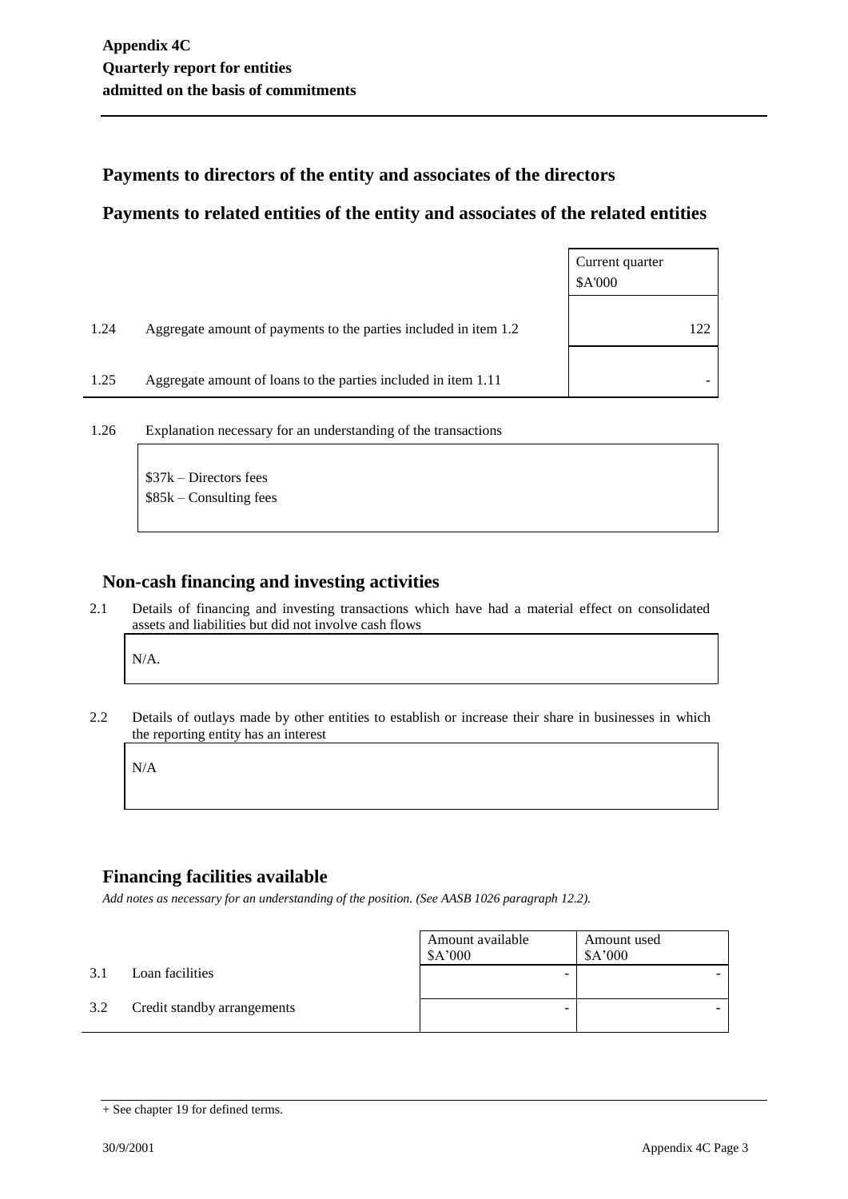## Payments to directors of the entity and associates of the directors

## Payments to related entities of the entity and associates of the related entities

| | | Current quarter $A'000 |
|---|---|---|
| 1.24 | Aggregate amount of payments to the parties included in item 1.2 | 122 |
| 1.25 | Aggregate amount of loans to the parties included in item 1.11 | - |

1.26 Explanation necessary for an understanding of the transactions

$37k – Directors fees
$85k – Consulting fees

## Non-cash financing and investing activities

2.1 Details of financing and investing transactions which have had a material effect on consolidated assets and liabilities but did not involve cash flows

N/A.

2.2 Details of outlays made by other entities to establish or increase their share in businesses in which the reporting entity has an interest

N/A

## Financing facilities available

*Add notes as necessary for an understanding of the position. (See AASB 1026 paragraph 12.2).*

| | | Amount available $A'000 | Amount used $A'000 |
|---|---|---|---|
| 3.1 | Loan facilities | - | - |
| 3.2 | Credit standby arrangements | - | - |

+ See chapter 19 for defined terms.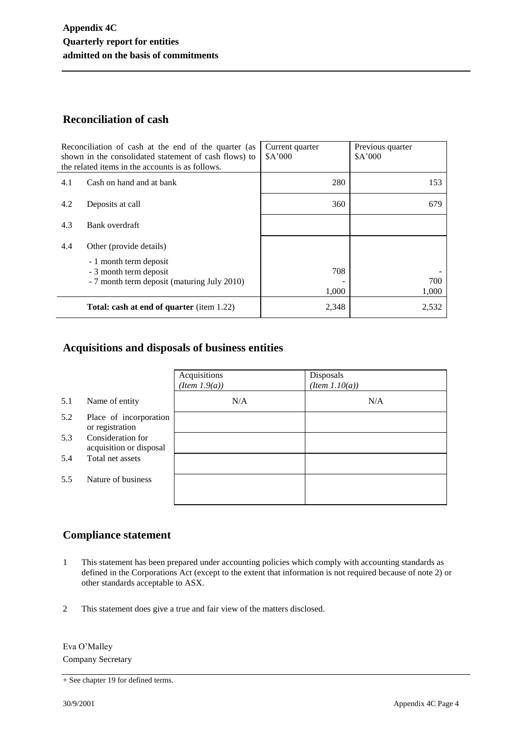**Appendix 4C**
**Quarterly report for entities**
**admitted on the basis of commitments**

## Reconciliation of cash

| Reconciliation of cash at the end of the quarter (as shown in the consolidated statement of cash flows) to the related items in the accounts is as follows. | | Current quarter $A'000 | Previous quarter $A'000 |
|---|---|---|---|
| 4.1 | Cash on hand and at bank | 280 | 153 |
| 4.2 | Deposits at call | 360 | 679 |
| 4.3 | Bank overdraft | | |
| 4.4 | Other (provide details) | | |
| | - 1 month term deposit | 708 | - |
| | - 3 month term deposit | - | 700 |
| | - 7 month term deposit (maturing July 2010) | 1,000 | 1,000 |
| | **Total: cash at end of quarter** (item 1.22) | 2,348 | 2,532 |

## Acquisitions and disposals of business entities

| | | Acquisitions *(Item 1.9(a))* | Disposals *(Item 1.10(a))* |
|---|---|---|---|
| 5.1 | Name of entity | N/A | N/A |
| 5.2 | Place of incorporation or registration | | |
| 5.3 | Consideration for acquisition or disposal | | |
| 5.4 | Total net assets | | |
| 5.5 | Nature of business | | |

## Compliance statement

1. This statement has been prepared under accounting policies which comply with accounting standards as defined in the Corporations Act (except to the extent that information is not required because of note 2) or other standards acceptable to ASX.

2. This statement does give a true and fair view of the matters disclosed.

Eva O'Malley
Company Secretary

+ See chapter 19 for defined terms.